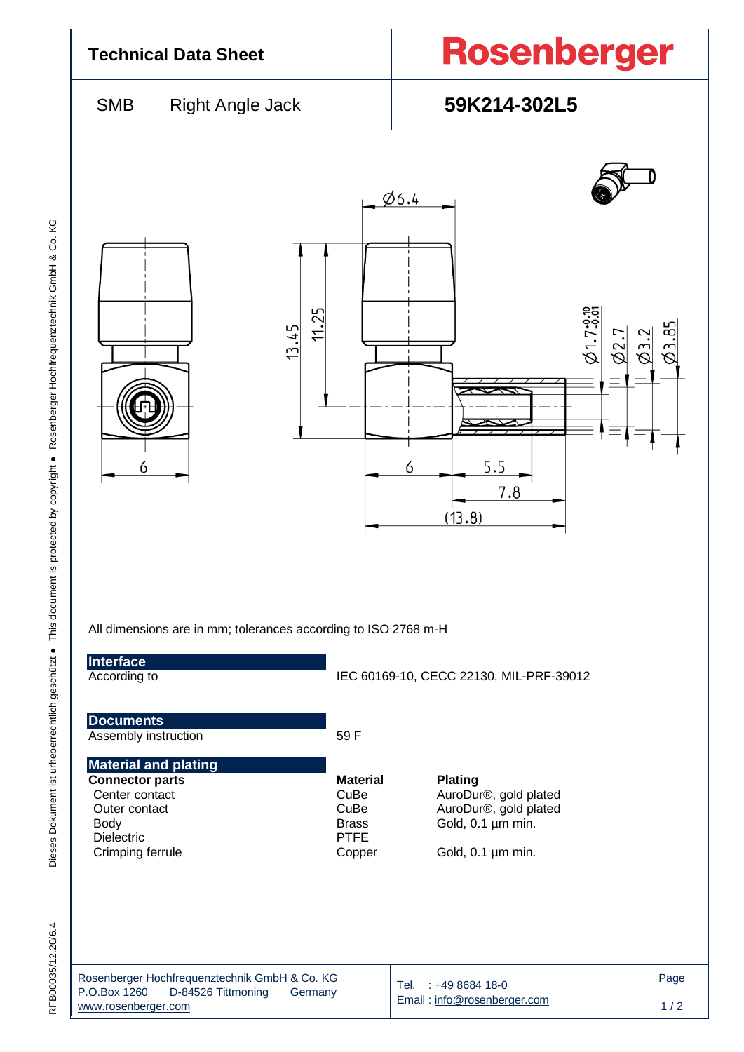# Technical Data Sheet

**Rosenberger**

| SMB | Right Angle Jack | **59K214-302L5** |
|---|---|---|

All dimensions are in mm; tolerances according to ISO 2768 m-H

## Interface

| | |
|---|---|
| According to | IEC 60169-10, CECC 22130, MIL-PRF-39012 |

## Documents

| | |
|---|---|
| Assembly instruction | 59 F |

## Material and plating

| Connector parts | Material | Plating |
|---|---|---|
| Center contact | CuBe | AuroDur®, gold plated |
| Outer contact | CuBe | AuroDur®, gold plated |
| Body | Brass | Gold, 0.1 µm min. |
| Dielectric | PTFE | |
| Crimping ferrule | Copper | Gold, 0.1 µm min. |

Rosenberger Hochfrequenztechnik GmbH & Co. KG
P.O.Box 1260 D-84526 Tittmoning Germany
www.rosenberger.com

Tel. : +49 8684 18-0
Email : info@rosenberger.com

RFB00035/12.20/6.4

Dieses Dokument ist urheberrechtlich geschützt • This document is protected by copyright • Rosenberger Hochfrequenztechnik GmbH & Co. KG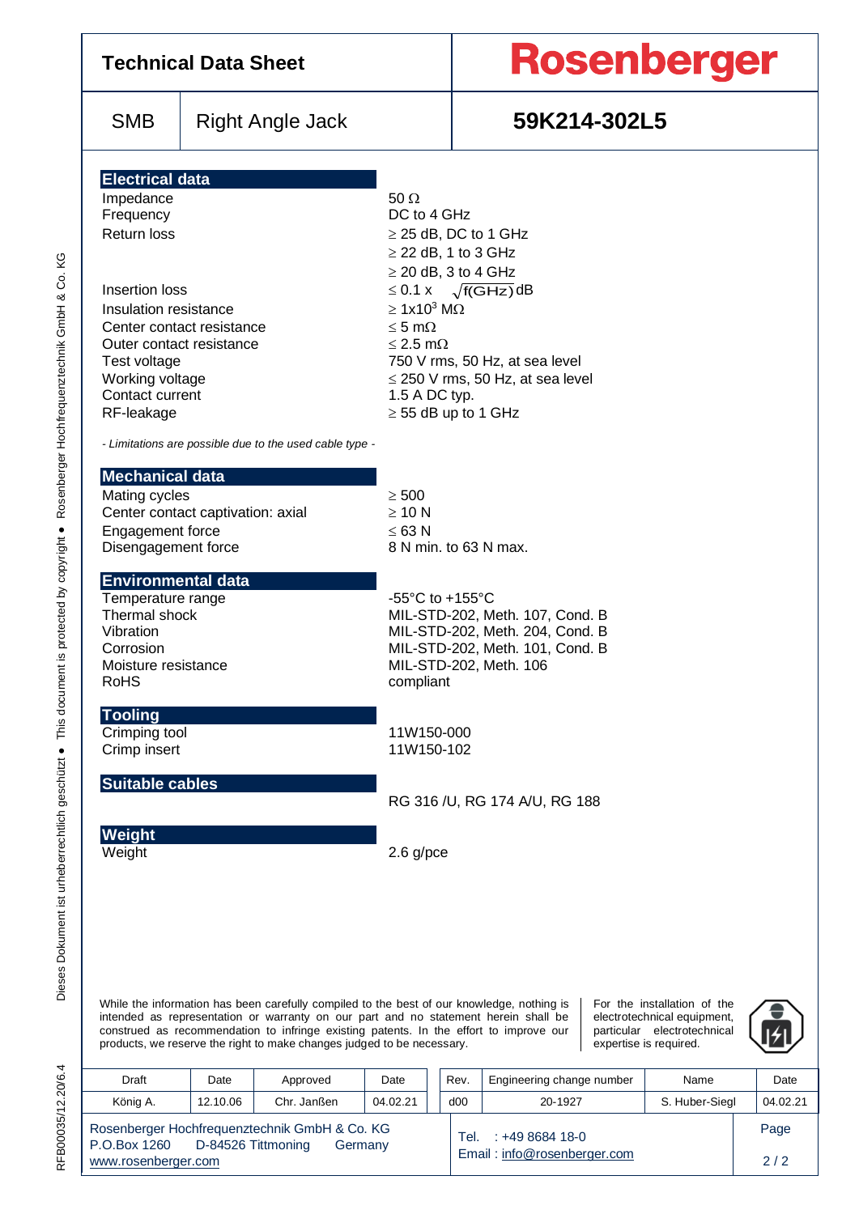| Technical Data Sheet | | Rosenberger |
|---|---|---|
| SMB | Right Angle Jack | **59K214-302L5** |

## Electrical data

| | |
|---|---|
| Impedance | 50 Ω |
| Frequency | DC to 4 GHz |
| Return loss | ≥ 25 dB, DC to 1 GHz |
| | ≥ 22 dB, 1 to 3 GHz |
| | ≥ 20 dB, 3 to 4 GHz |
| Insertion loss | ≤ 0.1 x $\sqrt{f(GHz)}$ dB |
| Insulation resistance | ≥ 1x10$^3$ MΩ |
| Center contact resistance | ≤ 5 mΩ |
| Outer contact resistance | ≤ 2.5 mΩ |
| Test voltage | 750 V rms, 50 Hz, at sea level |
| Working voltage | ≤ 250 V rms, 50 Hz, at sea level |
| Contact current | 1.5 A DC typ. |
| RF-leakage | ≥ 55 dB up to 1 GHz |

*- Limitations are possible due to the used cable type -*

## Mechanical data

| | |
|---|---|
| Mating cycles | ≥ 500 |
| Center contact captivation: axial | ≥ 10 N |
| Engagement force | ≤ 63 N |
| Disengagement force | 8 N min. to 63 N max. |

## Environmental data

| | |
|---|---|
| Temperature range | -55°C to +155°C |
| Thermal shock | MIL-STD-202, Meth. 107, Cond. B |
| Vibration | MIL-STD-202, Meth. 204, Cond. B |
| Corrosion | MIL-STD-202, Meth. 101, Cond. B |
| Moisture resistance | MIL-STD-202, Meth. 106 |
| RoHS | compliant |

## Tooling

| | |
|---|---|
| Crimping tool | 11W150-000 |
| Crimp insert | 11W150-102 |

## Suitable cables

RG 316 /U, RG 174 A/U, RG 188

## Weight

| | |
|---|---|
| Weight | 2.6 g/pce |

While the information has been carefully compiled to the best of our knowledge, nothing is intended as representation or warranty on our part and no statement herein shall be construed as recommendation to infringe existing patents. In the effort to improve our products, we reserve the right to make changes judged to be necessary.

For the installation of the electrotechnical equipment, particular electrotechnical expertise is required.

| Draft | Date | Approved | Date | Rev. | Engineering change number | Name | Date |
|---|---|---|---|---|---|---|---|
| König A. | 12.10.06 | Chr. Janßen | 04.02.21 | d00 | 20-1927 | S. Huber-Siegl | 04.02.21 |

Rosenberger Hochfrequenztechnik GmbH & Co. KG
P.O.Box 1260 D-84526 Tittmoning Germany
www.rosenberger.com

Tel. : +49 8684 18-0
Email : info@rosenberger.com

RFB00035/12.20/6.4

Dieses Dokument ist urheberrechtlich geschützt ● This document is protected by copyright ● Rosenberger Hochfrequenztechnik GmbH & Co. KG